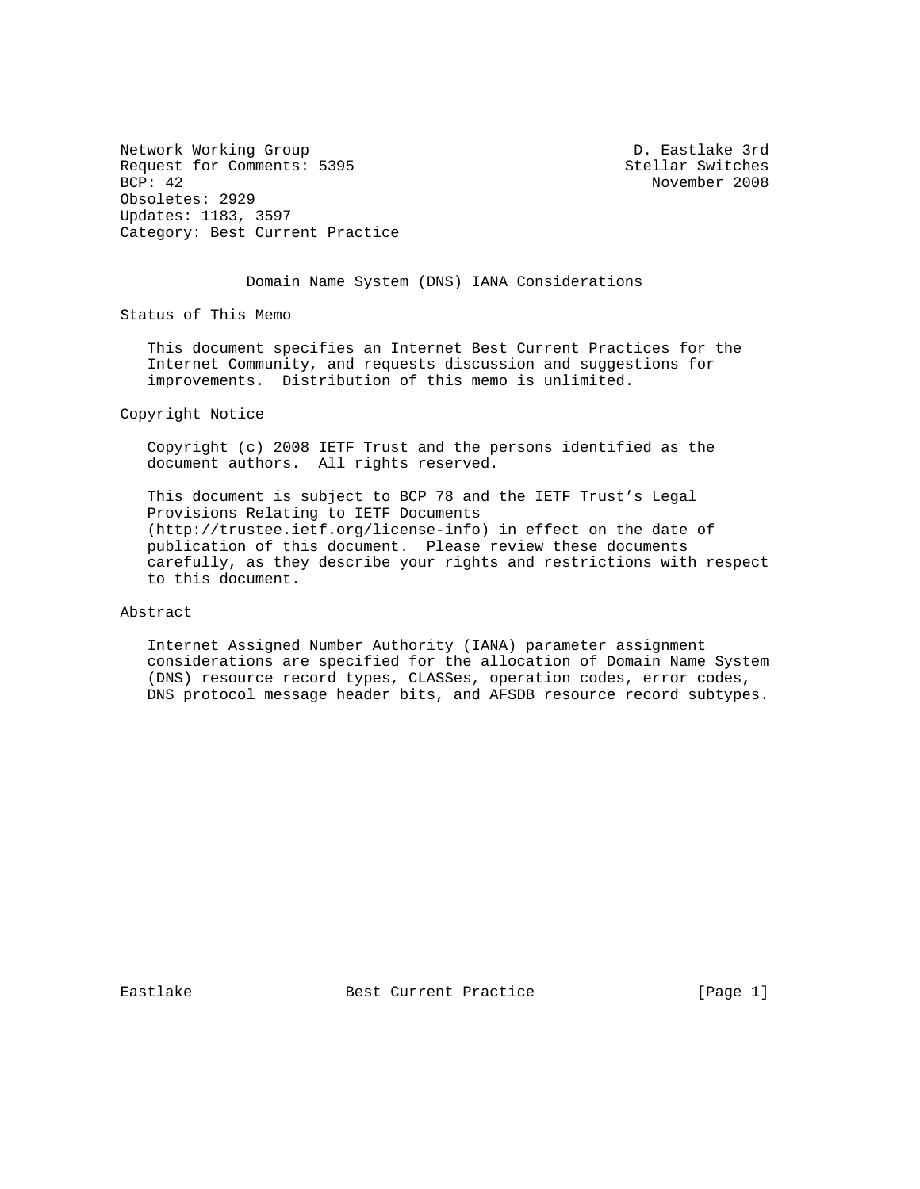Network Working Group D. Eastlake 3rd
Request for Comments: 5395 Stellar Switches
BCP: 42 November 2008
Obsoletes: 2929
Updates: 1183, 3597
Category: Best Current Practice

# Domain Name System (DNS) IANA Considerations

## Status of This Memo

This document specifies an Internet Best Current Practices for the Internet Community, and requests discussion and suggestions for improvements. Distribution of this memo is unlimited.

## Copyright Notice

Copyright (c) 2008 IETF Trust and the persons identified as the document authors. All rights reserved.

This document is subject to BCP 78 and the IETF Trust's Legal Provisions Relating to IETF Documents (http://trustee.ietf.org/license-info) in effect on the date of publication of this document. Please review these documents carefully, as they describe your rights and restrictions with respect to this document.

## Abstract

Internet Assigned Number Authority (IANA) parameter assignment considerations are specified for the allocation of Domain Name System (DNS) resource record types, CLASSes, operation codes, error codes, DNS protocol message header bits, and AFSDB resource record subtypes.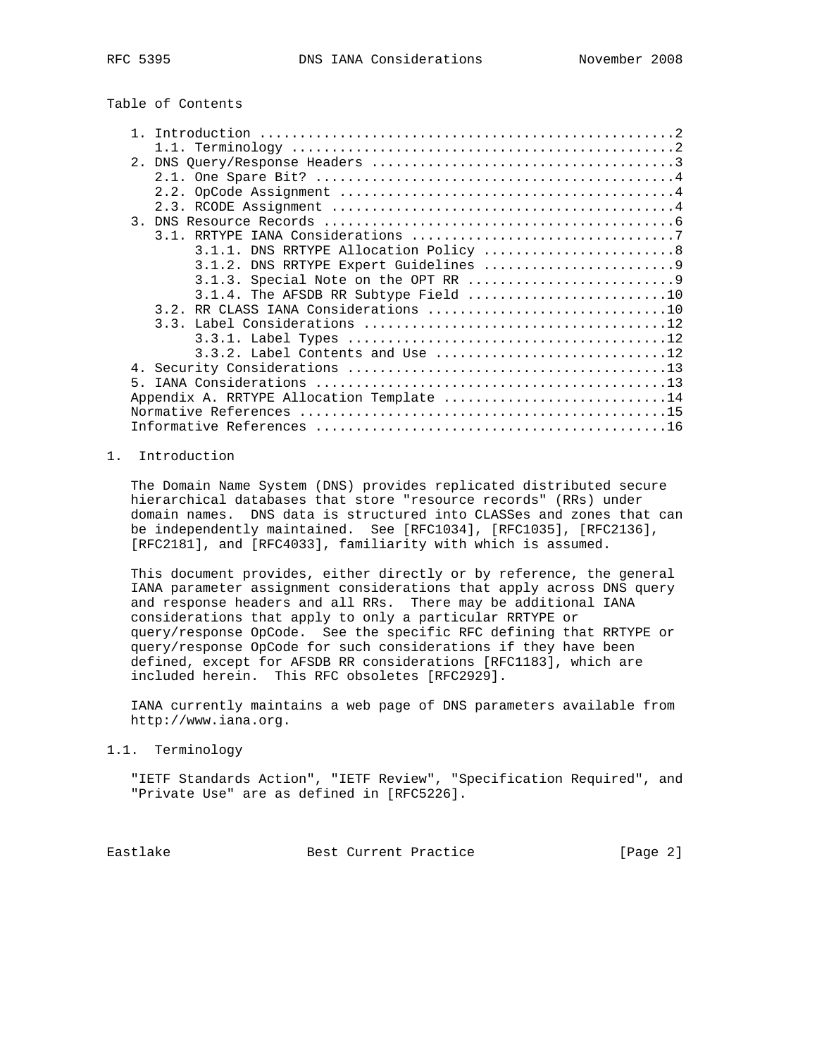## Table of Contents

1. Introduction ....................................................2
   1.1. Terminology ...............................................2
2. DNS Query/Response Headers .....................................3
   2.1. One Spare Bit? ............................................4
   2.2. OpCode Assignment .........................................4
   2.3. RCODE Assignment ..........................................4
3. DNS Resource Records ...........................................6
   3.1. RRTYPE IANA Considerations ................................7
        3.1.1. DNS RRTYPE Allocation Policy ........................8
        3.1.2. DNS RRTYPE Expert Guidelines ........................9
        3.1.3. Special Note on the OPT RR ..........................9
        3.1.4. The AFSDB RR Subtype Field .........................10
   3.2. RR CLASS IANA Considerations .............................10
   3.3. Label Considerations .....................................12
        3.3.1. Label Types ........................................12
        3.3.2. Label Contents and Use .............................12
4. Security Considerations .......................................13
5. IANA Considerations ...........................................13
Appendix A. RRTYPE Allocation Template ............................14
Normative References .............................................15
Informative References ...........................................16

## 1. Introduction

The Domain Name System (DNS) provides replicated distributed secure hierarchical databases that store "resource records" (RRs) under domain names. DNS data is structured into CLASSes and zones that can be independently maintained. See [RFC1034], [RFC1035], [RFC2136], [RFC2181], and [RFC4033], familiarity with which is assumed.

This document provides, either directly or by reference, the general IANA parameter assignment considerations that apply across DNS query and response headers and all RRs. There may be additional IANA considerations that apply to only a particular RRTYPE or query/response OpCode. See the specific RFC defining that RRTYPE or query/response OpCode for such considerations if they have been defined, except for AFSDB RR considerations [RFC1183], which are included herein. This RFC obsoletes [RFC2929].

IANA currently maintains a web page of DNS parameters available from http://www.iana.org.

### 1.1. Terminology

"IETF Standards Action", "IETF Review", "Specification Required", and "Private Use" are as defined in [RFC5226].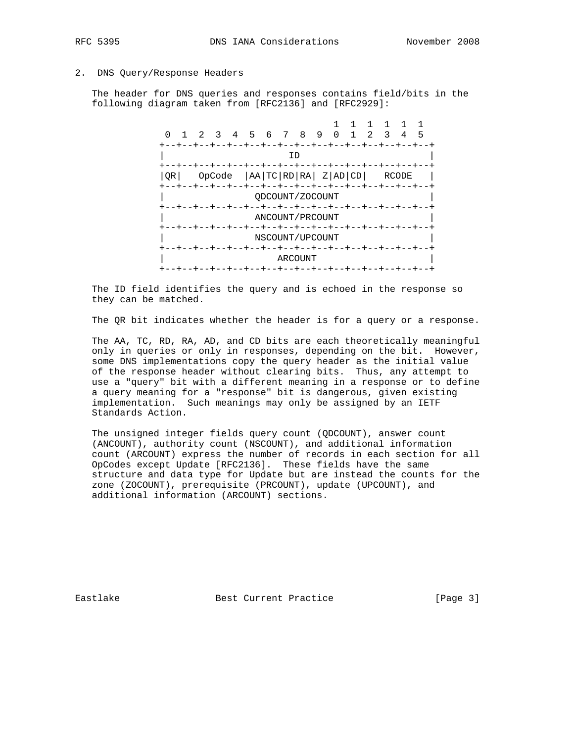## 2. DNS Query/Response Headers

The header for DNS queries and responses contains field/bits in the following diagram taken from [RFC2136] and [RFC2929]:

```
                                           1  1  1  1  1  1
             0  1  2  3  4  5  6  7  8  9  0  1  2  3  4  5
            +--+--+--+--+--+--+--+--+--+--+--+--+--+--+--+--+
            |                      ID                       |
            +--+--+--+--+--+--+--+--+--+--+--+--+--+--+--+--+
            |QR|   OpCode  |AA|TC|RD|RA| Z|AD|CD|   RCODE   |
            +--+--+--+--+--+--+--+--+--+--+--+--+--+--+--+--+
            |                QDCOUNT/ZOCOUNT                |
            +--+--+--+--+--+--+--+--+--+--+--+--+--+--+--+--+
            |                ANCOUNT/PRCOUNT                |
            +--+--+--+--+--+--+--+--+--+--+--+--+--+--+--+--+
            |                NSCOUNT/UPCOUNT                |
            +--+--+--+--+--+--+--+--+--+--+--+--+--+--+--+--+
            |                    ARCOUNT                    |
            +--+--+--+--+--+--+--+--+--+--+--+--+--+--+--+--+
```

The ID field identifies the query and is echoed in the response so they can be matched.

The QR bit indicates whether the header is for a query or a response.

The AA, TC, RD, RA, AD, and CD bits are each theoretically meaningful only in queries or only in responses, depending on the bit. However, some DNS implementations copy the query header as the initial value of the response header without clearing bits. Thus, any attempt to use a "query" bit with a different meaning in a response or to define a query meaning for a "response" bit is dangerous, given existing implementation. Such meanings may only be assigned by an IETF Standards Action.

The unsigned integer fields query count (QDCOUNT), answer count (ANCOUNT), authority count (NSCOUNT), and additional information count (ARCOUNT) express the number of records in each section for all OpCodes except Update [RFC2136]. These fields have the same structure and data type for Update but are instead the counts for the zone (ZOCOUNT), prerequisite (PRCOUNT), update (UPCOUNT), and additional information (ARCOUNT) sections.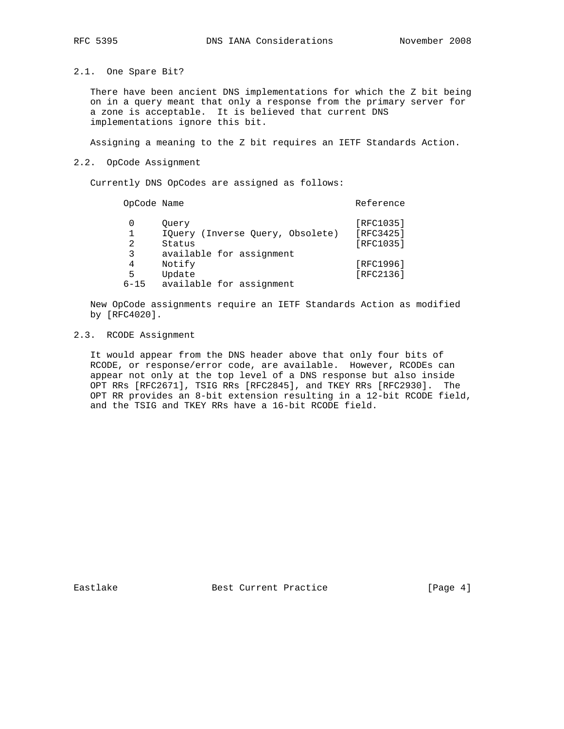### 2.1. One Spare Bit?

There have been ancient DNS implementations for which the Z bit being on in a query meant that only a response from the primary server for a zone is acceptable. It is believed that current DNS implementations ignore this bit.

Assigning a meaning to the Z bit requires an IETF Standards Action.

### 2.2. OpCode Assignment

Currently DNS OpCodes are assigned as follows:

| OpCode | Name | Reference |
|---|---|---|
| 0 | Query | [RFC1035] |
| 1 | IQuery (Inverse Query, Obsolete) | [RFC3425] |
| 2 | Status | [RFC1035] |
| 3 | available for assignment | |
| 4 | Notify | [RFC1996] |
| 5 | Update | [RFC2136] |
| 6-15 | available for assignment | |

New OpCode assignments require an IETF Standards Action as modified by [RFC4020].

### 2.3. RCODE Assignment

It would appear from the DNS header above that only four bits of RCODE, or response/error code, are available. However, RCODEs can appear not only at the top level of a DNS response but also inside OPT RRs [RFC2671], TSIG RRs [RFC2845], and TKEY RRs [RFC2930]. The OPT RR provides an 8-bit extension resulting in a 12-bit RCODE field, and the TSIG and TKEY RRs have a 16-bit RCODE field.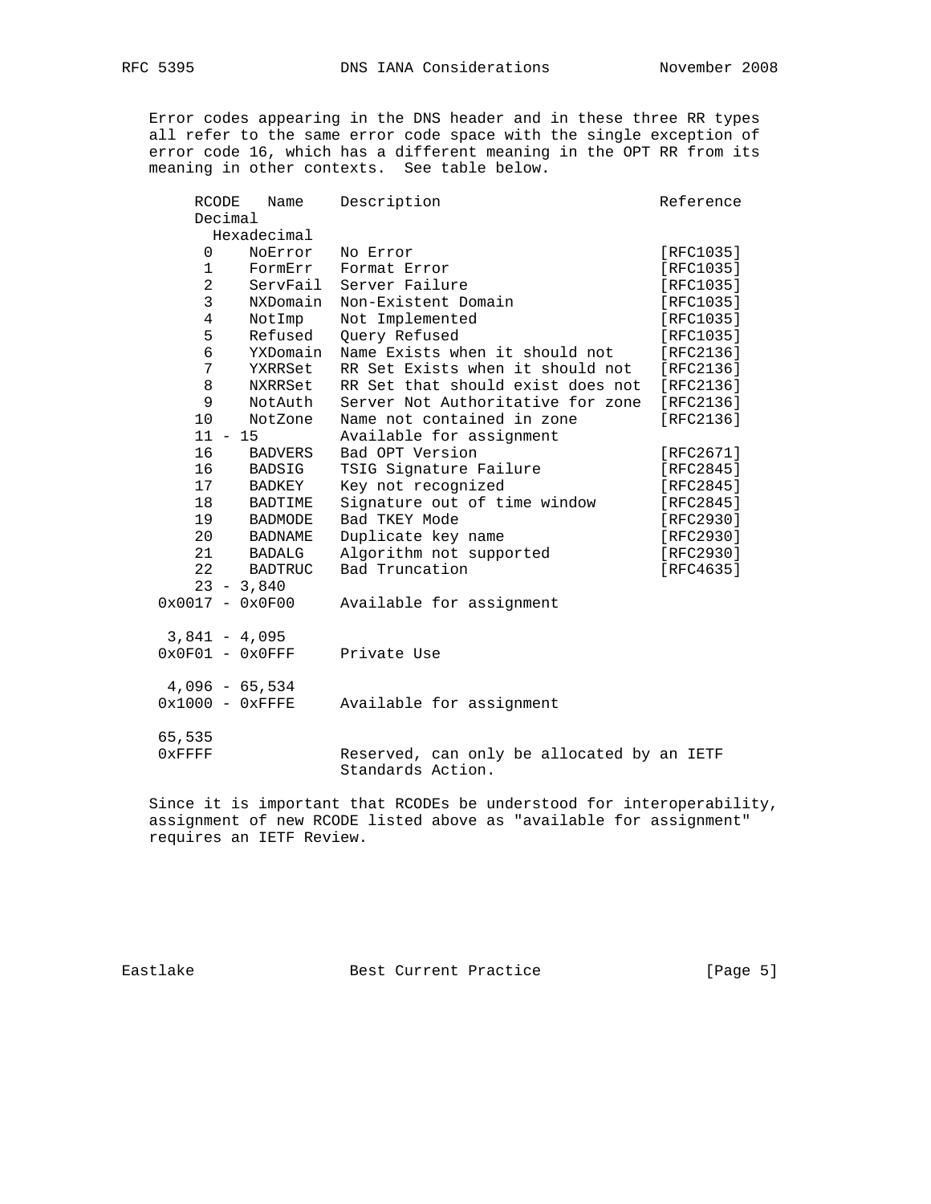Error codes appearing in the DNS header and in these three RR types all refer to the same error code space with the single exception of error code 16, which has a different meaning in the OPT RR from its meaning in other contexts. See table below.

| RCODE Decimal Hexadecimal | Name | Description | Reference |
| --- | --- | --- | --- |
| 0 | NoError | No Error | [RFC1035] |
| 1 | FormErr | Format Error | [RFC1035] |
| 2 | ServFail | Server Failure | [RFC1035] |
| 3 | NXDomain | Non-Existent Domain | [RFC1035] |
| 4 | NotImp | Not Implemented | [RFC1035] |
| 5 | Refused | Query Refused | [RFC1035] |
| 6 | YXDomain | Name Exists when it should not | [RFC2136] |
| 7 | YXRRSet | RR Set Exists when it should not | [RFC2136] |
| 8 | NXRRSet | RR Set that should exist does not | [RFC2136] |
| 9 | NotAuth | Server Not Authoritative for zone | [RFC2136] |
| 10 | NotZone | Name not contained in zone | [RFC2136] |
| 11 - 15 | | Available for assignment | |
| 16 | BADVERS | Bad OPT Version | [RFC2671] |
| 16 | BADSIG | TSIG Signature Failure | [RFC2845] |
| 17 | BADKEY | Key not recognized | [RFC2845] |
| 18 | BADTIME | Signature out of time window | [RFC2845] |
| 19 | BADMODE | Bad TKEY Mode | [RFC2930] |
| 20 | BADNAME | Duplicate key name | [RFC2930] |
| 21 | BADALG | Algorithm not supported | [RFC2930] |
| 22 | BADTRUC | Bad Truncation | [RFC4635] |
| 23 - 3,840 0x0017 - 0x0F00 | | Available for assignment | |
| 3,841 - 4,095 0x0F01 - 0x0FFF | | Private Use | |
| 4,096 - 65,534 0x1000 - 0xFFFE | | Available for assignment | |
| 65,535 0xFFFF | | Reserved, can only be allocated by an IETF Standards Action. | |

Since it is important that RCODEs be understood for interoperability, assignment of new RCODE listed above as "available for assignment" requires an IETF Review.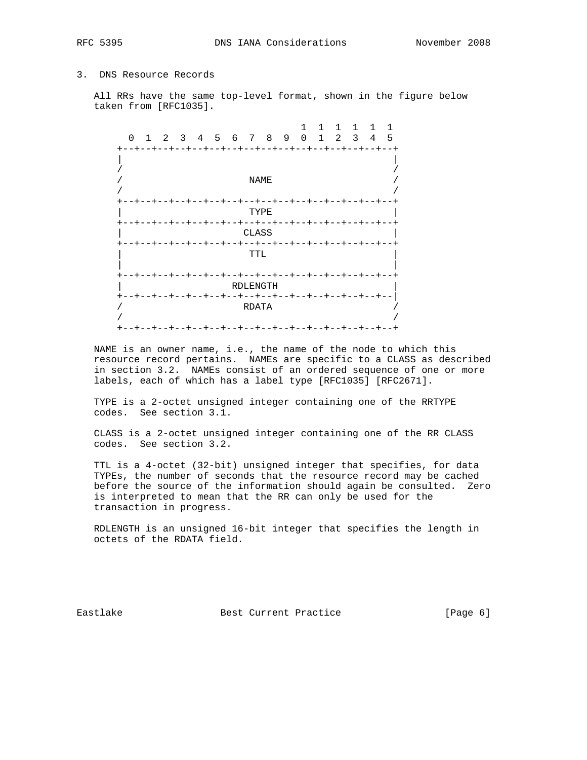## 3. DNS Resource Records

All RRs have the same top-level format, shown in the figure below taken from [RFC1035].

```
                                    1  1  1  1  1  1
      0  1  2  3  4  5  6  7  8  9  0  1  2  3  4  5
    +--+--+--+--+--+--+--+--+--+--+--+--+--+--+--+--+
    |                                               |
    /                                               /
    /                      NAME                     /
    /                                               /
    +--+--+--+--+--+--+--+--+--+--+--+--+--+--+--+--+
    |                      TYPE                     |
    +--+--+--+--+--+--+--+--+--+--+--+--+--+--+--+--+
    |                     CLASS                     |
    +--+--+--+--+--+--+--+--+--+--+--+--+--+--+--+--+
    |                      TTL                      |
    |                                               |
    +--+--+--+--+--+--+--+--+--+--+--+--+--+--+--+--+
    |                   RDLENGTH                    |
    +--+--+--+--+--+--+--+--+--+--+--+--+--+--+--+--|
    /                     RDATA                     /
    /                                               /
    +--+--+--+--+--+--+--+--+--+--+--+--+--+--+--+--+
```

NAME is an owner name, i.e., the name of the node to which this resource record pertains. NAMEs are specific to a CLASS as described in section 3.2. NAMEs consist of an ordered sequence of one or more labels, each of which has a label type [RFC1035] [RFC2671].

TYPE is a 2-octet unsigned integer containing one of the RRTYPE codes. See section 3.1.

CLASS is a 2-octet unsigned integer containing one of the RR CLASS codes. See section 3.2.

TTL is a 4-octet (32-bit) unsigned integer that specifies, for data TYPEs, the number of seconds that the resource record may be cached before the source of the information should again be consulted. Zero is interpreted to mean that the RR can only be used for the transaction in progress.

RDLENGTH is an unsigned 16-bit integer that specifies the length in octets of the RDATA field.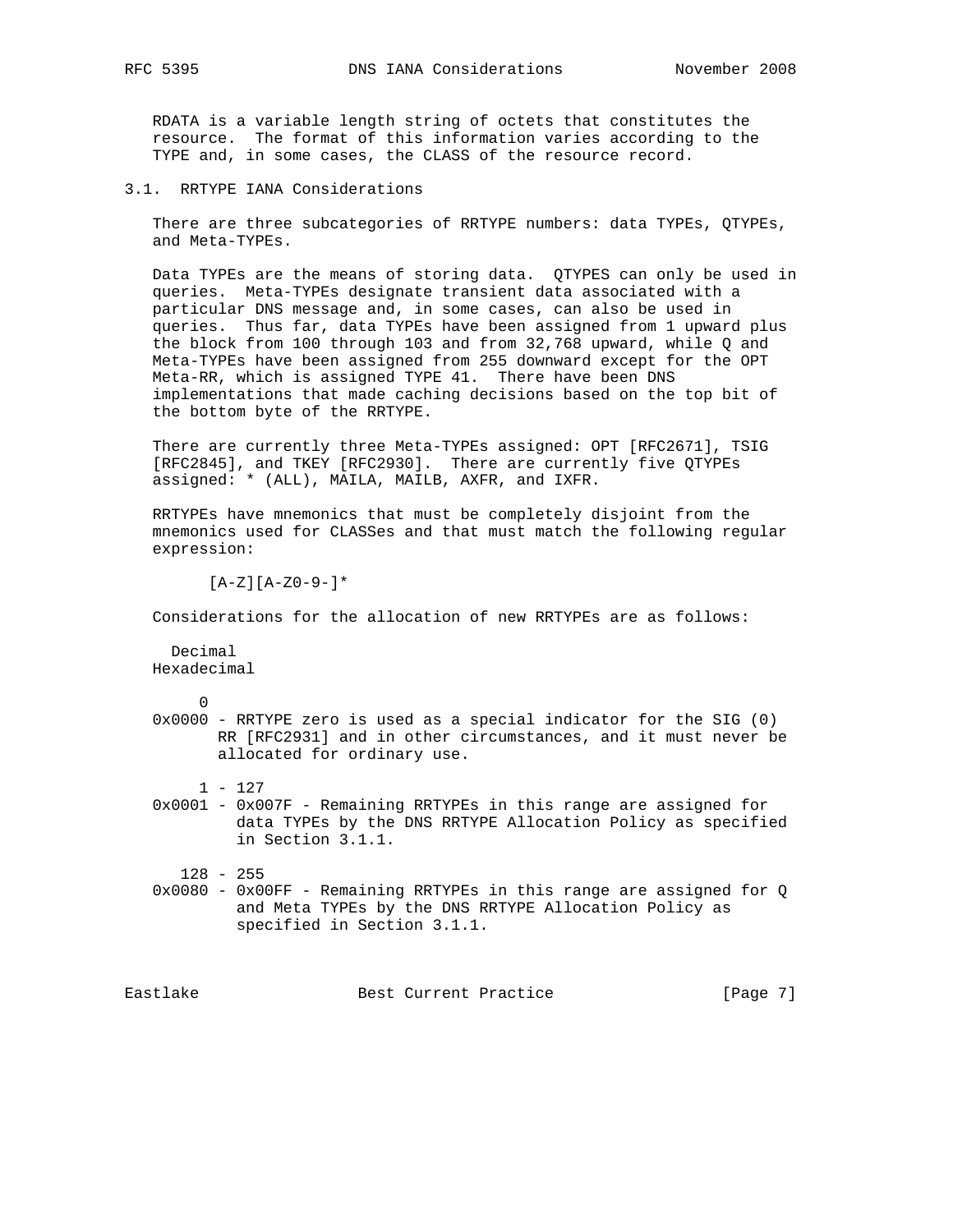RDATA is a variable length string of octets that constitutes the resource. The format of this information varies according to the TYPE and, in some cases, the CLASS of the resource record.

### 3.1. RRTYPE IANA Considerations

There are three subcategories of RRTYPE numbers: data TYPEs, QTYPEs, and Meta-TYPEs.

Data TYPEs are the means of storing data. QTYPES can only be used in queries. Meta-TYPEs designate transient data associated with a particular DNS message and, in some cases, can also be used in queries. Thus far, data TYPEs have been assigned from 1 upward plus the block from 100 through 103 and from 32,768 upward, while Q and Meta-TYPEs have been assigned from 255 downward except for the OPT Meta-RR, which is assigned TYPE 41. There have been DNS implementations that made caching decisions based on the top bit of the bottom byte of the RRTYPE.

There are currently three Meta-TYPEs assigned: OPT [RFC2671], TSIG [RFC2845], and TKEY [RFC2930]. There are currently five QTYPEs assigned: * (ALL), MAILA, MAILB, AXFR, and IXFR.

RRTYPEs have mnemonics that must be completely disjoint from the mnemonics used for CLASSes and that must match the following regular expression:

```
[A-Z][A-Z0-9-]*
```

Considerations for the allocation of new RRTYPEs are as follows:

```
  Decimal
Hexadecimal

     0
0x0000 - RRTYPE zero is used as a special indicator for the SIG (0)
       RR [RFC2931] and in other circumstances, and it must never be
       allocated for ordinary use.

     1 - 127
0x0001 - 0x007F - Remaining RRTYPEs in this range are assigned for
         data TYPEs by the DNS RRTYPE Allocation Policy as specified
         in Section 3.1.1.

   128 - 255
0x0080 - 0x00FF - Remaining RRTYPEs in this range are assigned for Q
         and Meta TYPEs by the DNS RRTYPE Allocation Policy as
         specified in Section 3.1.1.
```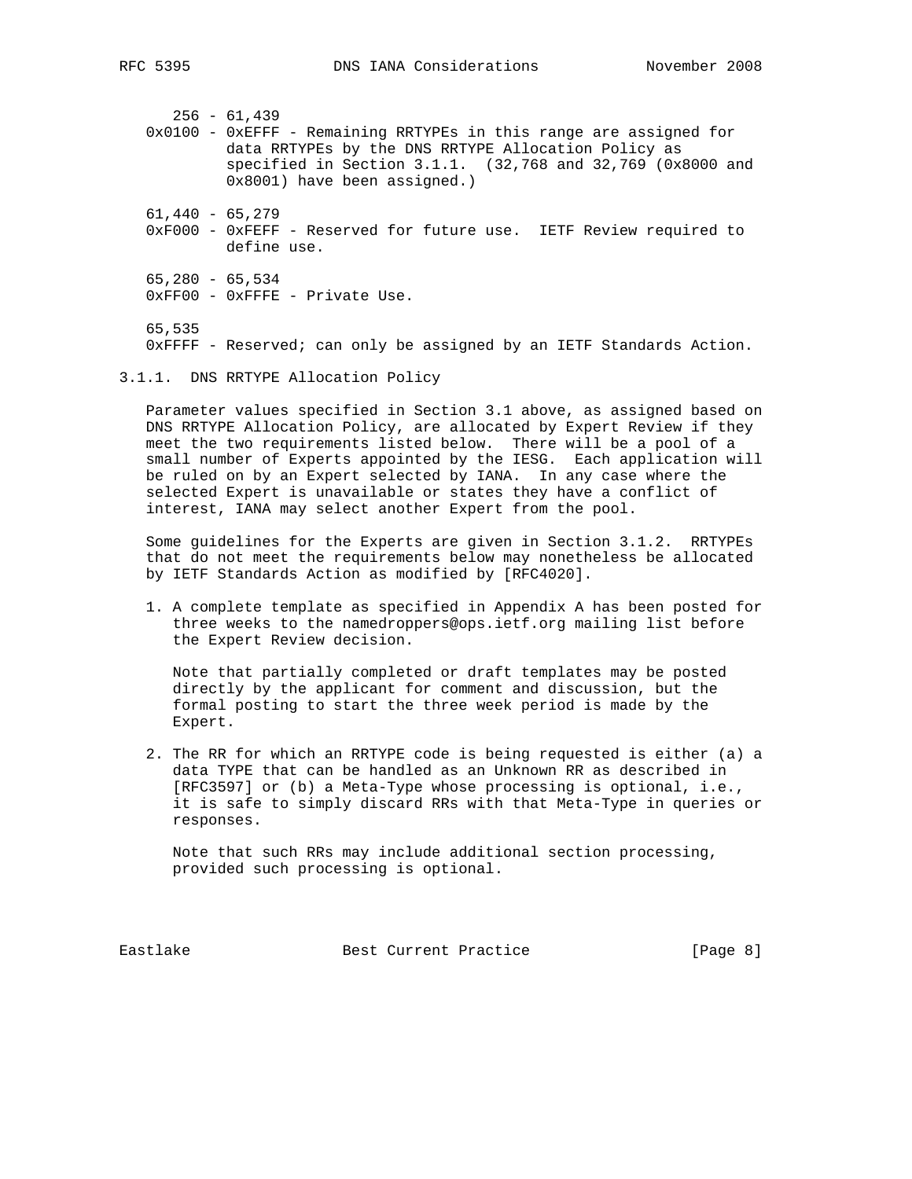256 - 61,439
0x0100 - 0xEFFF - Remaining RRTYPEs in this range are assigned for data RRTYPEs by the DNS RRTYPE Allocation Policy as specified in Section 3.1.1. (32,768 and 32,769 (0x8000 and 0x8001) have been assigned.)

61,440 - 65,279
0xF000 - 0xFEFF - Reserved for future use. IETF Review required to define use.

65,280 - 65,534
0xFF00 - 0xFFFE - Private Use.

65,535
0xFFFF - Reserved; can only be assigned by an IETF Standards Action.

### 3.1.1. DNS RRTYPE Allocation Policy

Parameter values specified in Section 3.1 above, as assigned based on DNS RRTYPE Allocation Policy, are allocated by Expert Review if they meet the two requirements listed below. There will be a pool of a small number of Experts appointed by the IESG. Each application will be ruled on by an Expert selected by IANA. In any case where the selected Expert is unavailable or states they have a conflict of interest, IANA may select another Expert from the pool.

Some guidelines for the Experts are given in Section 3.1.2. RRTYPEs that do not meet the requirements below may nonetheless be allocated by IETF Standards Action as modified by [RFC4020].

1. A complete template as specified in Appendix A has been posted for three weeks to the namedroppers@ops.ietf.org mailing list before the Expert Review decision.

   Note that partially completed or draft templates may be posted directly by the applicant for comment and discussion, but the formal posting to start the three week period is made by the Expert.

2. The RR for which an RRTYPE code is being requested is either (a) a data TYPE that can be handled as an Unknown RR as described in [RFC3597] or (b) a Meta-Type whose processing is optional, i.e., it is safe to simply discard RRs with that Meta-Type in queries or responses.

   Note that such RRs may include additional section processing, provided such processing is optional.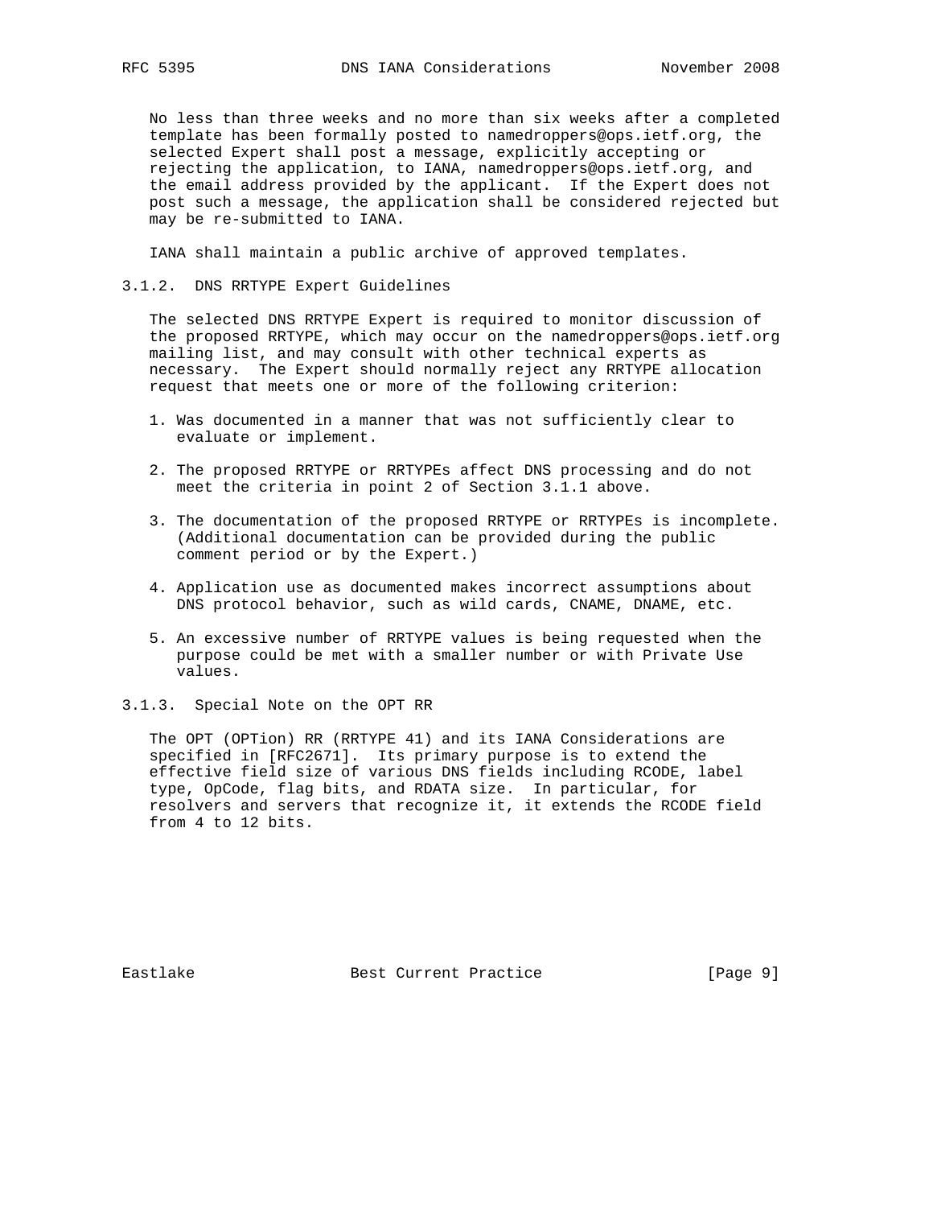No less than three weeks and no more than six weeks after a completed template has been formally posted to namedroppers@ops.ietf.org, the selected Expert shall post a message, explicitly accepting or rejecting the application, to IANA, namedroppers@ops.ietf.org, and the email address provided by the applicant. If the Expert does not post such a message, the application shall be considered rejected but may be re-submitted to IANA.

IANA shall maintain a public archive of approved templates.

### 3.1.2. DNS RRTYPE Expert Guidelines

The selected DNS RRTYPE Expert is required to monitor discussion of the proposed RRTYPE, which may occur on the namedroppers@ops.ietf.org mailing list, and may consult with other technical experts as necessary. The Expert should normally reject any RRTYPE allocation request that meets one or more of the following criterion:

1. Was documented in a manner that was not sufficiently clear to evaluate or implement.

2. The proposed RRTYPE or RRTYPEs affect DNS processing and do not meet the criteria in point 2 of Section 3.1.1 above.

3. The documentation of the proposed RRTYPE or RRTYPEs is incomplete. (Additional documentation can be provided during the public comment period or by the Expert.)

4. Application use as documented makes incorrect assumptions about DNS protocol behavior, such as wild cards, CNAME, DNAME, etc.

5. An excessive number of RRTYPE values is being requested when the purpose could be met with a smaller number or with Private Use values.

### 3.1.3. Special Note on the OPT RR

The OPT (OPTion) RR (RRTYPE 41) and its IANA Considerations are specified in [RFC2671]. Its primary purpose is to extend the effective field size of various DNS fields including RCODE, label type, OpCode, flag bits, and RDATA size. In particular, for resolvers and servers that recognize it, it extends the RCODE field from 4 to 12 bits.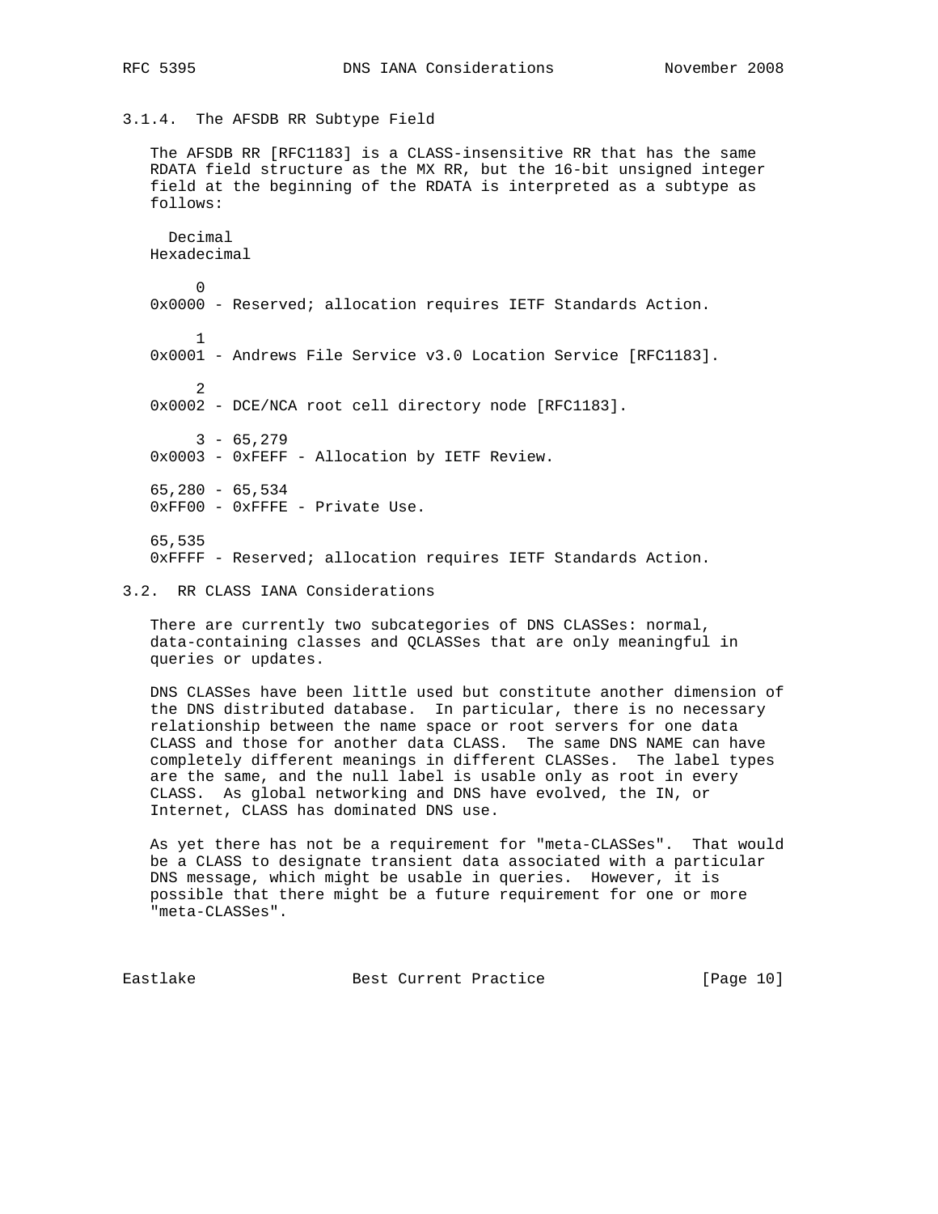### 3.1.4. The AFSDB RR Subtype Field

The AFSDB RR [RFC1183] is a CLASS-insensitive RR that has the same RDATA field structure as the MX RR, but the 16-bit unsigned integer field at the beginning of the RDATA is interpreted as a subtype as follows:

| Decimal | Hexadecimal | |
|---|---|---|
| 0 | 0x0000 | Reserved; allocation requires IETF Standards Action. |
| 1 | 0x0001 | Andrews File Service v3.0 Location Service [RFC1183]. |
| 2 | 0x0002 | DCE/NCA root cell directory node [RFC1183]. |
| 3 - 65,279 | 0x0003 - 0xFEFF | Allocation by IETF Review. |
| 65,280 - 65,534 | 0xFF00 - 0xFFFE | Private Use. |
| 65,535 | 0xFFFF | Reserved; allocation requires IETF Standards Action. |

## 3.2. RR CLASS IANA Considerations

There are currently two subcategories of DNS CLASSes: normal, data-containing classes and QCLASSes that are only meaningful in queries or updates.

DNS CLASSes have been little used but constitute another dimension of the DNS distributed database. In particular, there is no necessary relationship between the name space or root servers for one data CLASS and those for another data CLASS. The same DNS NAME can have completely different meanings in different CLASSes. The label types are the same, and the null label is usable only as root in every CLASS. As global networking and DNS have evolved, the IN, or Internet, CLASS has dominated DNS use.

As yet there has not be a requirement for "meta-CLASSes". That would be a CLASS to designate transient data associated with a particular DNS message, which might be usable in queries. However, it is possible that there might be a future requirement for one or more "meta-CLASSes".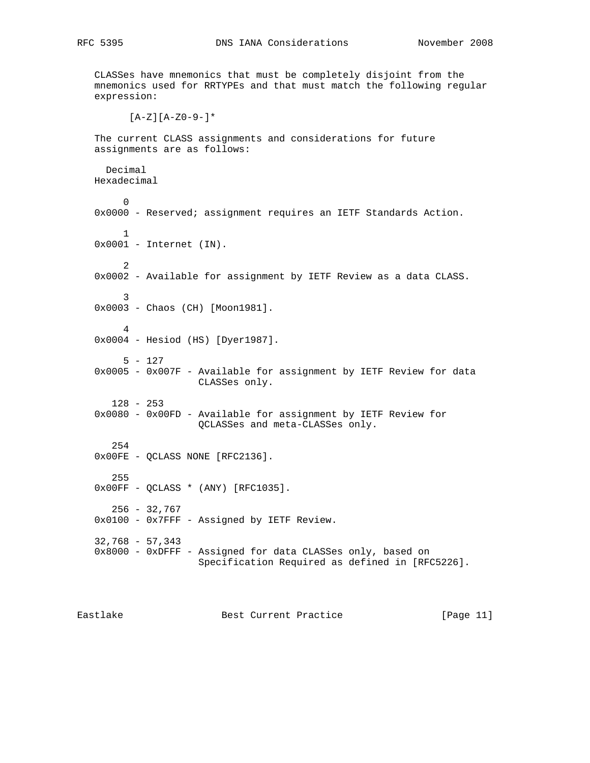CLASSes have mnemonics that must be completely disjoint from the mnemonics used for RRTYPEs and that must match the following regular expression:

```
[A-Z][A-Z0-9-]*
```

The current CLASS assignments and considerations for future assignments are as follows:

```
  Decimal
Hexadecimal

     0
0x0000 - Reserved; assignment requires an IETF Standards Action.

     1
0x0001 - Internet (IN).

     2
0x0002 - Available for assignment by IETF Review as a data CLASS.

     3
0x0003 - Chaos (CH) [Moon1981].

     4
0x0004 - Hesiod (HS) [Dyer1987].

     5 - 127
0x0005 - 0x007F - Available for assignment by IETF Review for data
                  CLASSes only.

   128 - 253
0x0080 - 0x00FD - Available for assignment by IETF Review for
                  QCLASSes and meta-CLASSes only.

   254
0x00FE - QCLASS NONE [RFC2136].

   255
0x00FF - QCLASS * (ANY) [RFC1035].

   256 - 32,767
0x0100 - 0x7FFF - Assigned by IETF Review.

32,768 - 57,343
0x8000 - 0xDFFF - Assigned for data CLASSes only, based on
                  Specification Required as defined in [RFC5226].
```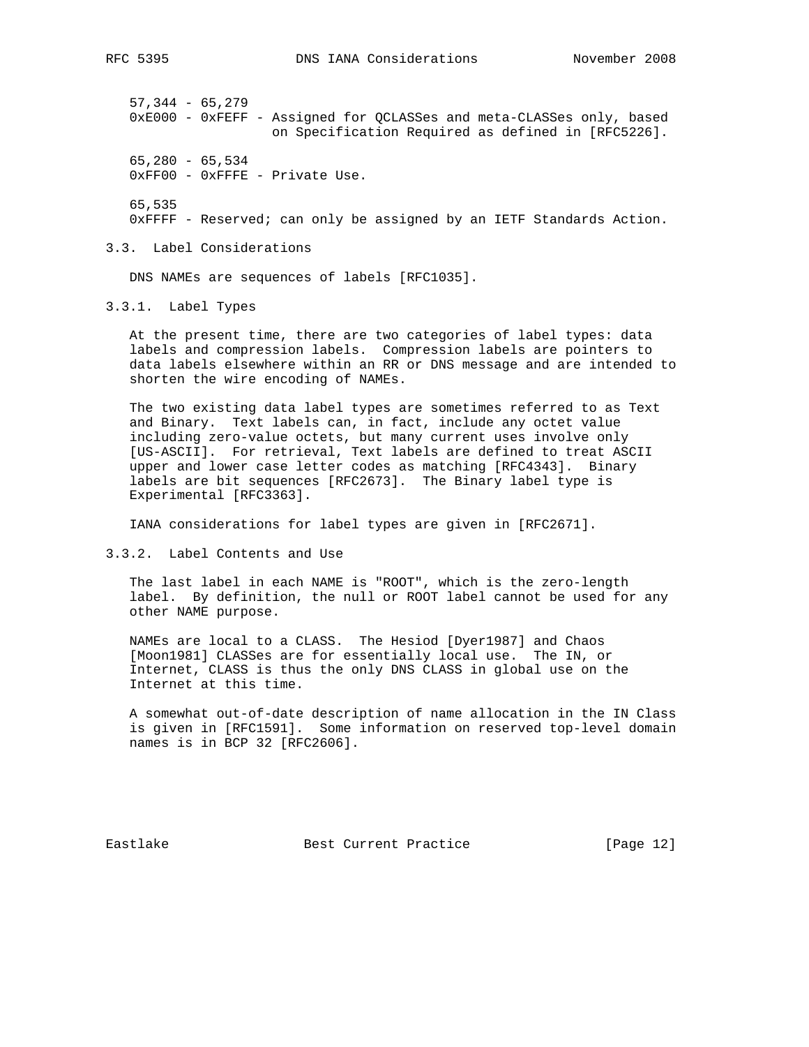57,344 - 65,279
0xE000 - 0xFEFF - Assigned for QCLASSes and meta-CLASSes only, based on Specification Required as defined in [RFC5226].

65,280 - 65,534
0xFF00 - 0xFFFE - Private Use.

65,535
0xFFFF - Reserved; can only be assigned by an IETF Standards Action.

### 3.3. Label Considerations

DNS NAMEs are sequences of labels [RFC1035].

#### 3.3.1. Label Types

At the present time, there are two categories of label types: data labels and compression labels. Compression labels are pointers to data labels elsewhere within an RR or DNS message and are intended to shorten the wire encoding of NAMEs.

The two existing data label types are sometimes referred to as Text and Binary. Text labels can, in fact, include any octet value including zero-value octets, but many current uses involve only [US-ASCII]. For retrieval, Text labels are defined to treat ASCII upper and lower case letter codes as matching [RFC4343]. Binary labels are bit sequences [RFC2673]. The Binary label type is Experimental [RFC3363].

IANA considerations for label types are given in [RFC2671].

#### 3.3.2. Label Contents and Use

The last label in each NAME is "ROOT", which is the zero-length label. By definition, the null or ROOT label cannot be used for any other NAME purpose.

NAMEs are local to a CLASS. The Hesiod [Dyer1987] and Chaos [Moon1981] CLASSes are for essentially local use. The IN, or Internet, CLASS is thus the only DNS CLASS in global use on the Internet at this time.

A somewhat out-of-date description of name allocation in the IN Class is given in [RFC1591]. Some information on reserved top-level domain names is in BCP 32 [RFC2606].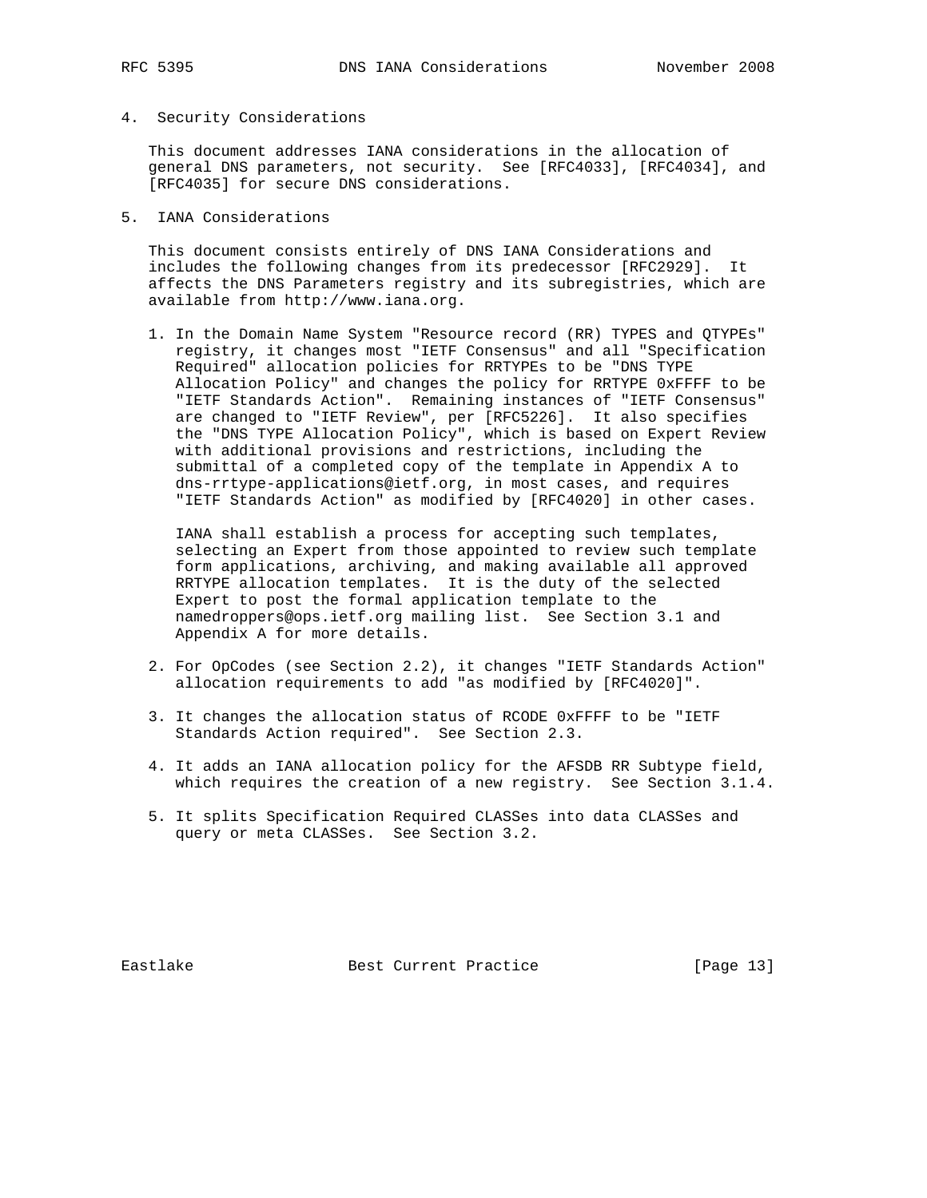## 4. Security Considerations

This document addresses IANA considerations in the allocation of general DNS parameters, not security. See [RFC4033], [RFC4034], and [RFC4035] for secure DNS considerations.

## 5. IANA Considerations

This document consists entirely of DNS IANA Considerations and includes the following changes from its predecessor [RFC2929]. It affects the DNS Parameters registry and its subregistries, which are available from http://www.iana.org.

1. In the Domain Name System "Resource record (RR) TYPES and QTYPEs" registry, it changes most "IETF Consensus" and all "Specification Required" allocation policies for RRTYPEs to be "DNS TYPE Allocation Policy" and changes the policy for RRTYPE 0xFFFF to be "IETF Standards Action". Remaining instances of "IETF Consensus" are changed to "IETF Review", per [RFC5226]. It also specifies the "DNS TYPE Allocation Policy", which is based on Expert Review with additional provisions and restrictions, including the submittal of a completed copy of the template in Appendix A to dns-rrtype-applications@ietf.org, in most cases, and requires "IETF Standards Action" as modified by [RFC4020] in other cases.

   IANA shall establish a process for accepting such templates, selecting an Expert from those appointed to review such template form applications, archiving, and making available all approved RRTYPE allocation templates. It is the duty of the selected Expert to post the formal application template to the namedroppers@ops.ietf.org mailing list. See Section 3.1 and Appendix A for more details.

2. For OpCodes (see Section 2.2), it changes "IETF Standards Action" allocation requirements to add "as modified by [RFC4020]".

3. It changes the allocation status of RCODE 0xFFFF to be "IETF Standards Action required". See Section 2.3.

4. It adds an IANA allocation policy for the AFSDB RR Subtype field, which requires the creation of a new registry. See Section 3.1.4.

5. It splits Specification Required CLASSes into data CLASSes and query or meta CLASSes. See Section 3.2.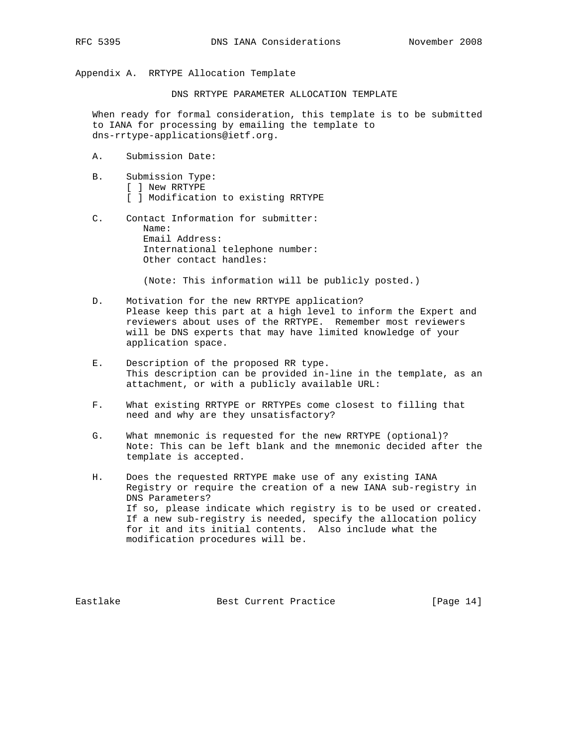## Appendix A. RRTYPE Allocation Template

DNS RRTYPE PARAMETER ALLOCATION TEMPLATE

When ready for formal consideration, this template is to be submitted to IANA for processing by emailing the template to dns-rrtype-applications@ietf.org.

A. Submission Date:

B. Submission Type:
   [ ] New RRTYPE
   [ ] Modification to existing RRTYPE

C. Contact Information for submitter:
   Name:
   Email Address:
   International telephone number:
   Other contact handles:

   (Note: This information will be publicly posted.)

D. Motivation for the new RRTYPE application?
   Please keep this part at a high level to inform the Expert and reviewers about uses of the RRTYPE. Remember most reviewers will be DNS experts that may have limited knowledge of your application space.

E. Description of the proposed RR type.
   This description can be provided in-line in the template, as an attachment, or with a publicly available URL:

F. What existing RRTYPE or RRTYPEs come closest to filling that need and why are they unsatisfactory?

G. What mnemonic is requested for the new RRTYPE (optional)?
   Note: This can be left blank and the mnemonic decided after the template is accepted.

H. Does the requested RRTYPE make use of any existing IANA Registry or require the creation of a new IANA sub-registry in DNS Parameters?
   If so, please indicate which registry is to be used or created. If a new sub-registry is needed, specify the allocation policy for it and its initial contents. Also include what the modification procedures will be.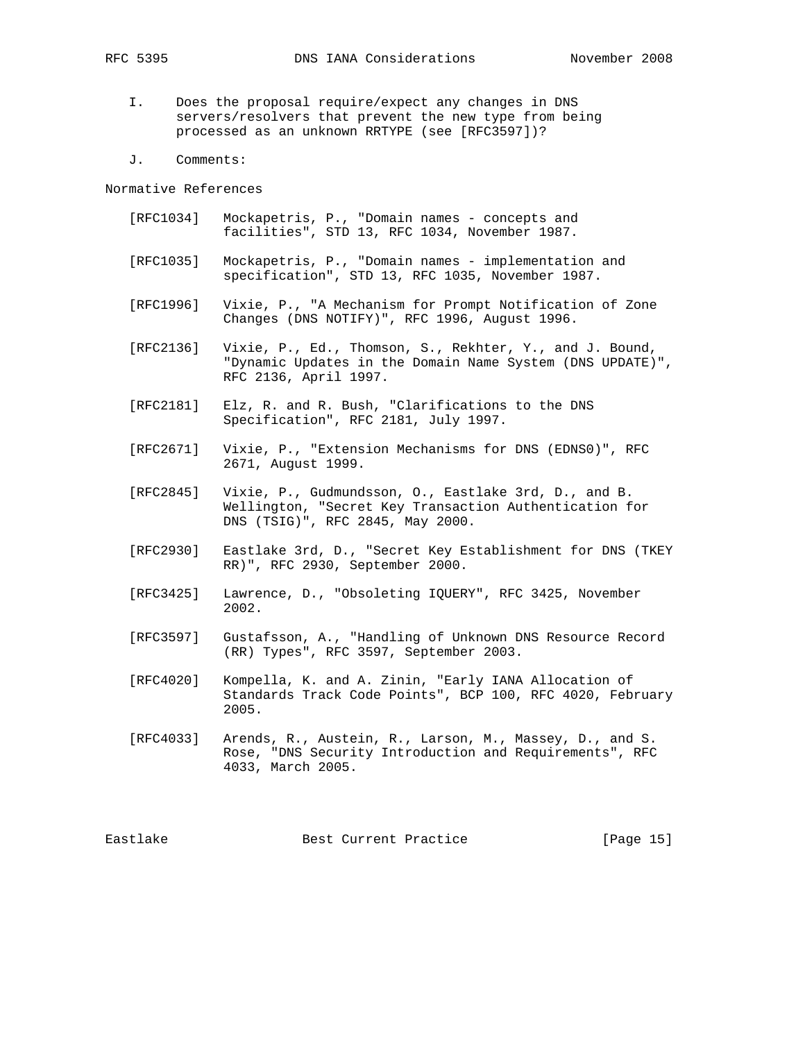I. Does the proposal require/expect any changes in DNS servers/resolvers that prevent the new type from being processed as an unknown RRTYPE (see [RFC3597])?

J. Comments:

## Normative References

[RFC1034] Mockapetris, P., "Domain names - concepts and facilities", STD 13, RFC 1034, November 1987.

[RFC1035] Mockapetris, P., "Domain names - implementation and specification", STD 13, RFC 1035, November 1987.

[RFC1996] Vixie, P., "A Mechanism for Prompt Notification of Zone Changes (DNS NOTIFY)", RFC 1996, August 1996.

[RFC2136] Vixie, P., Ed., Thomson, S., Rekhter, Y., and J. Bound, "Dynamic Updates in the Domain Name System (DNS UPDATE)", RFC 2136, April 1997.

[RFC2181] Elz, R. and R. Bush, "Clarifications to the DNS Specification", RFC 2181, July 1997.

[RFC2671] Vixie, P., "Extension Mechanisms for DNS (EDNS0)", RFC 2671, August 1999.

[RFC2845] Vixie, P., Gudmundsson, O., Eastlake 3rd, D., and B. Wellington, "Secret Key Transaction Authentication for DNS (TSIG)", RFC 2845, May 2000.

[RFC2930] Eastlake 3rd, D., "Secret Key Establishment for DNS (TKEY RR)", RFC 2930, September 2000.

[RFC3425] Lawrence, D., "Obsoleting IQUERY", RFC 3425, November 2002.

[RFC3597] Gustafsson, A., "Handling of Unknown DNS Resource Record (RR) Types", RFC 3597, September 2003.

[RFC4020] Kompella, K. and A. Zinin, "Early IANA Allocation of Standards Track Code Points", BCP 100, RFC 4020, February 2005.

[RFC4033] Arends, R., Austein, R., Larson, M., Massey, D., and S. Rose, "DNS Security Introduction and Requirements", RFC 4033, March 2005.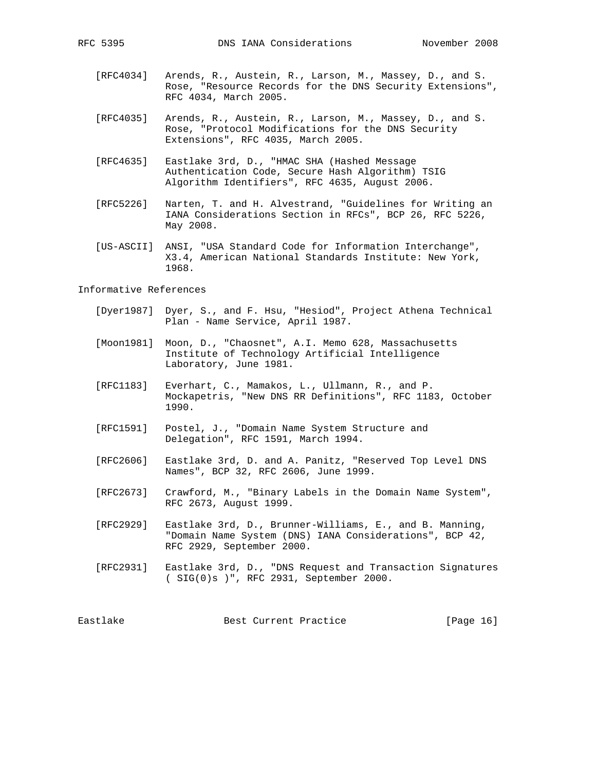[RFC4034] Arends, R., Austein, R., Larson, M., Massey, D., and S. Rose, "Resource Records for the DNS Security Extensions", RFC 4034, March 2005.

[RFC4035] Arends, R., Austein, R., Larson, M., Massey, D., and S. Rose, "Protocol Modifications for the DNS Security Extensions", RFC 4035, March 2005.

[RFC4635] Eastlake 3rd, D., "HMAC SHA (Hashed Message Authentication Code, Secure Hash Algorithm) TSIG Algorithm Identifiers", RFC 4635, August 2006.

[RFC5226] Narten, T. and H. Alvestrand, "Guidelines for Writing an IANA Considerations Section in RFCs", BCP 26, RFC 5226, May 2008.

[US-ASCII] ANSI, "USA Standard Code for Information Interchange", X3.4, American National Standards Institute: New York, 1968.

Informative References

[Dyer1987] Dyer, S., and F. Hsu, "Hesiod", Project Athena Technical Plan - Name Service, April 1987.

[Moon1981] Moon, D., "Chaosnet", A.I. Memo 628, Massachusetts Institute of Technology Artificial Intelligence Laboratory, June 1981.

[RFC1183] Everhart, C., Mamakos, L., Ullmann, R., and P. Mockapetris, "New DNS RR Definitions", RFC 1183, October 1990.

[RFC1591] Postel, J., "Domain Name System Structure and Delegation", RFC 1591, March 1994.

[RFC2606] Eastlake 3rd, D. and A. Panitz, "Reserved Top Level DNS Names", BCP 32, RFC 2606, June 1999.

[RFC2673] Crawford, M., "Binary Labels in the Domain Name System", RFC 2673, August 1999.

[RFC2929] Eastlake 3rd, D., Brunner-Williams, E., and B. Manning, "Domain Name System (DNS) IANA Considerations", BCP 42, RFC 2929, September 2000.

[RFC2931] Eastlake 3rd, D., "DNS Request and Transaction Signatures ( SIG(0)s )", RFC 2931, September 2000.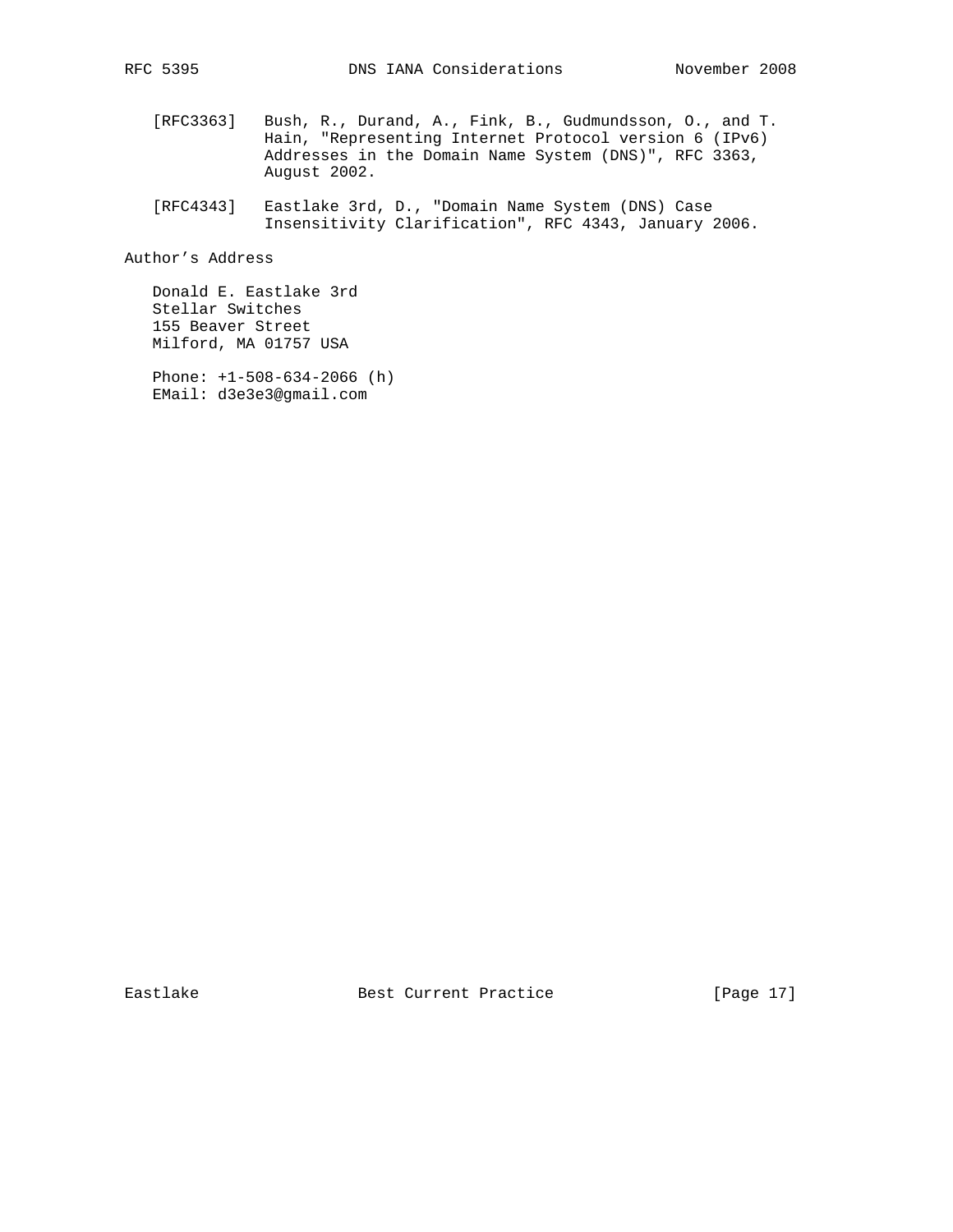[RFC3363] Bush, R., Durand, A., Fink, B., Gudmundsson, O., and T. Hain, "Representing Internet Protocol version 6 (IPv6) Addresses in the Domain Name System (DNS)", RFC 3363, August 2002.

[RFC4343] Eastlake 3rd, D., "Domain Name System (DNS) Case Insensitivity Clarification", RFC 4343, January 2006.

## Author's Address

Donald E. Eastlake 3rd
Stellar Switches
155 Beaver Street
Milford, MA 01757 USA

Phone: +1-508-634-2066 (h)
EMail: d3e3e3@gmail.com